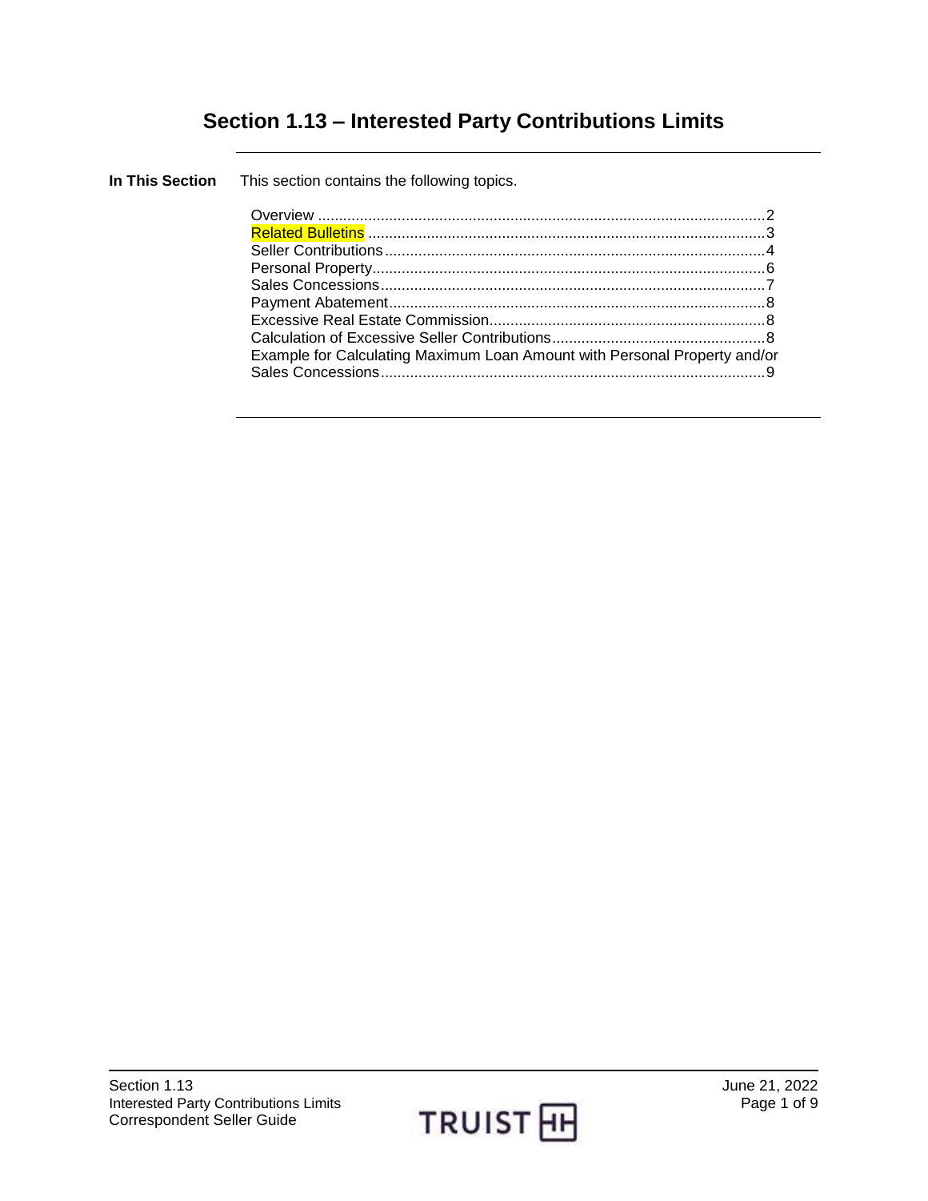# Section 1.13 – Interested Party Contributions Limits

**In This Section** This section contains the following topics.

| Topic | Page |
|---|---|
| Overview | 2 |
| Related Bulletins | 3 |
| Seller Contributions | 4 |
| Personal Property | 6 |
| Sales Concessions | 7 |
| Payment Abatement | 8 |
| Excessive Real Estate Commission | 8 |
| Calculation of Excessive Seller Contributions | 8 |
| Example for Calculating Maximum Loan Amount with Personal Property and/or Sales Concessions | 9 |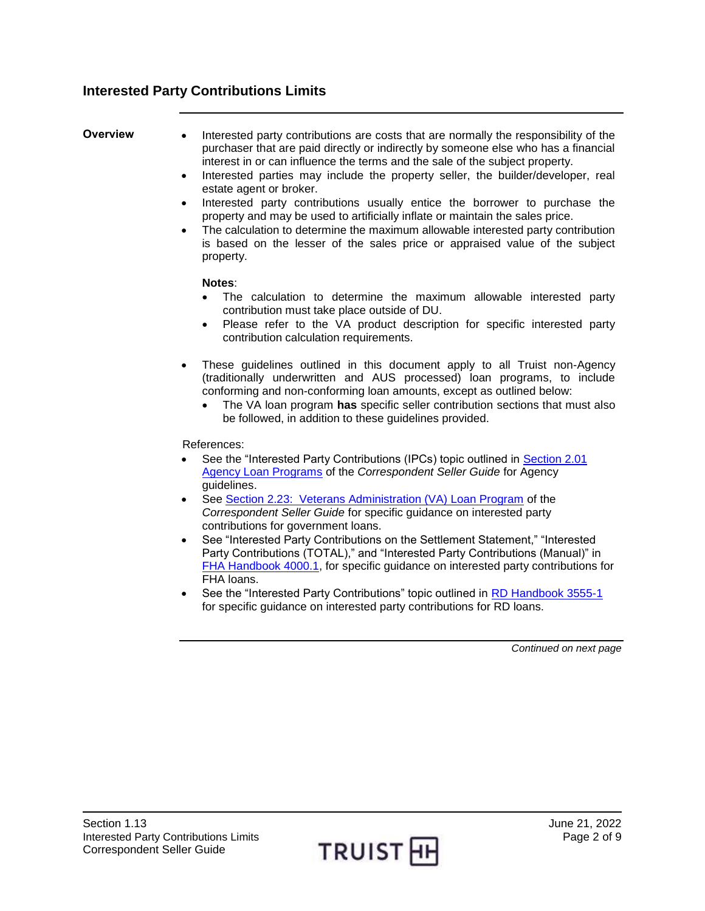## Interested Party Contributions Limits

**Overview**

- Interested party contributions are costs that are normally the responsibility of the purchaser that are paid directly or indirectly by someone else who has a financial interest in or can influence the terms and the sale of the subject property.
- Interested parties may include the property seller, the builder/developer, real estate agent or broker.
- Interested party contributions usually entice the borrower to purchase the property and may be used to artificially inflate or maintain the sales price.
- The calculation to determine the maximum allowable interested party contribution is based on the lesser of the sales price or appraised value of the subject property.

  **Notes**:
  - The calculation to determine the maximum allowable interested party contribution must take place outside of DU.
  - Please refer to the VA product description for specific interested party contribution calculation requirements.

- These guidelines outlined in this document apply to all Truist non-Agency (traditionally underwritten and AUS processed) loan programs, to include conforming and non-conforming loan amounts, except as outlined below:
  - The VA loan program **has** specific seller contribution sections that must also be followed, in addition to these guidelines provided.

References:

- See the "Interested Party Contributions (IPCs) topic outlined in Section 2.01 Agency Loan Programs of the *Correspondent Seller Guide* for Agency guidelines.
- See Section 2.23: Veterans Administration (VA) Loan Program of the *Correspondent Seller Guide* for specific guidance on interested party contributions for government loans.
- See "Interested Party Contributions on the Settlement Statement," "Interested Party Contributions (TOTAL)," and "Interested Party Contributions (Manual)" in FHA Handbook 4000.1, for specific guidance on interested party contributions for FHA loans.
- See the "Interested Party Contributions" topic outlined in RD Handbook 3555-1 for specific guidance on interested party contributions for RD loans.

*Continued on next page*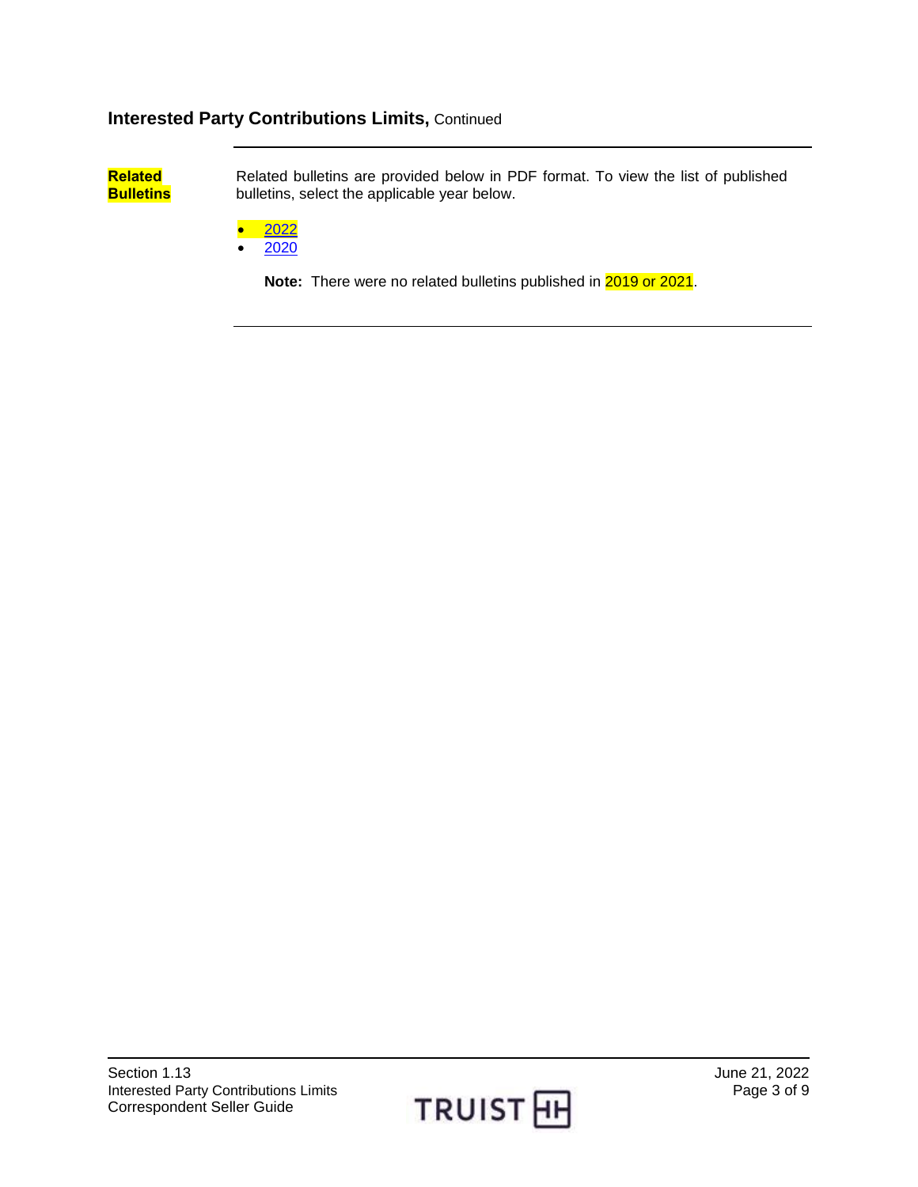## Interested Party Contributions Limits, Continued

**Related Bulletins**

Related bulletins are provided below in PDF format. To view the list of published bulletins, select the applicable year below.

- 2022
- 2020

**Note:** There were no related bulletins published in 2019 or 2021.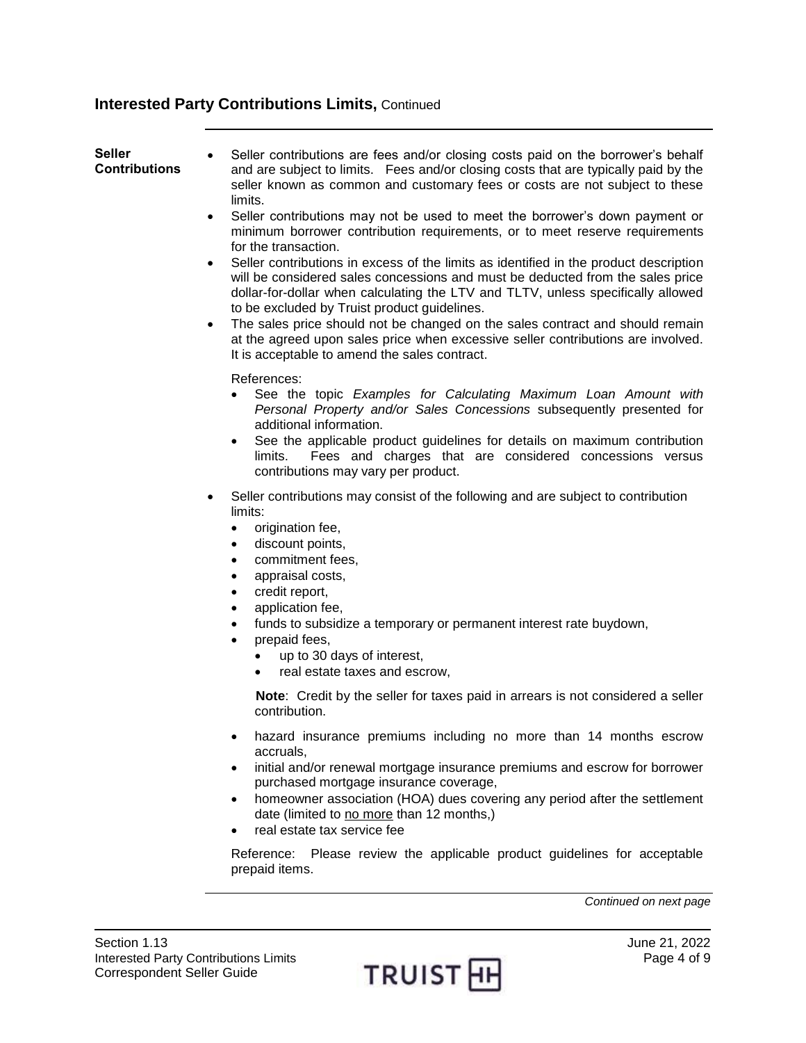## Interested Party Contributions Limits, Continued

**Seller Contributions**

- Seller contributions are fees and/or closing costs paid on the borrower's behalf and are subject to limits. Fees and/or closing costs that are typically paid by the seller known as common and customary fees or costs are not subject to these limits.
- Seller contributions may not be used to meet the borrower's down payment or minimum borrower contribution requirements, or to meet reserve requirements for the transaction.
- Seller contributions in excess of the limits as identified in the product description will be considered sales concessions and must be deducted from the sales price dollar-for-dollar when calculating the LTV and TLTV, unless specifically allowed to be excluded by Truist product guidelines.
- The sales price should not be changed on the sales contract and should remain at the agreed upon sales price when excessive seller contributions are involved. It is acceptable to amend the sales contract.

References:

- See the topic *Examples for Calculating Maximum Loan Amount with Personal Property and/or Sales Concessions* subsequently presented for additional information.
- See the applicable product guidelines for details on maximum contribution limits. Fees and charges that are considered concessions versus contributions may vary per product.

- Seller contributions may consist of the following and are subject to contribution limits:
  - origination fee,
  - discount points,
  - commitment fees,
  - appraisal costs,
  - credit report,
  - application fee,
  - funds to subsidize a temporary or permanent interest rate buydown,
  - prepaid fees,
    - up to 30 days of interest,
    - real estate taxes and escrow,

  **Note**: Credit by the seller for taxes paid in arrears is not considered a seller contribution.

  - hazard insurance premiums including no more than 14 months escrow accruals,
  - initial and/or renewal mortgage insurance premiums and escrow for borrower purchased mortgage insurance coverage,
  - homeowner association (HOA) dues covering any period after the settlement date (limited to <u>no more</u> than 12 months,)
  - real estate tax service fee

Reference: Please review the applicable product guidelines for acceptable prepaid items.

*Continued on next page*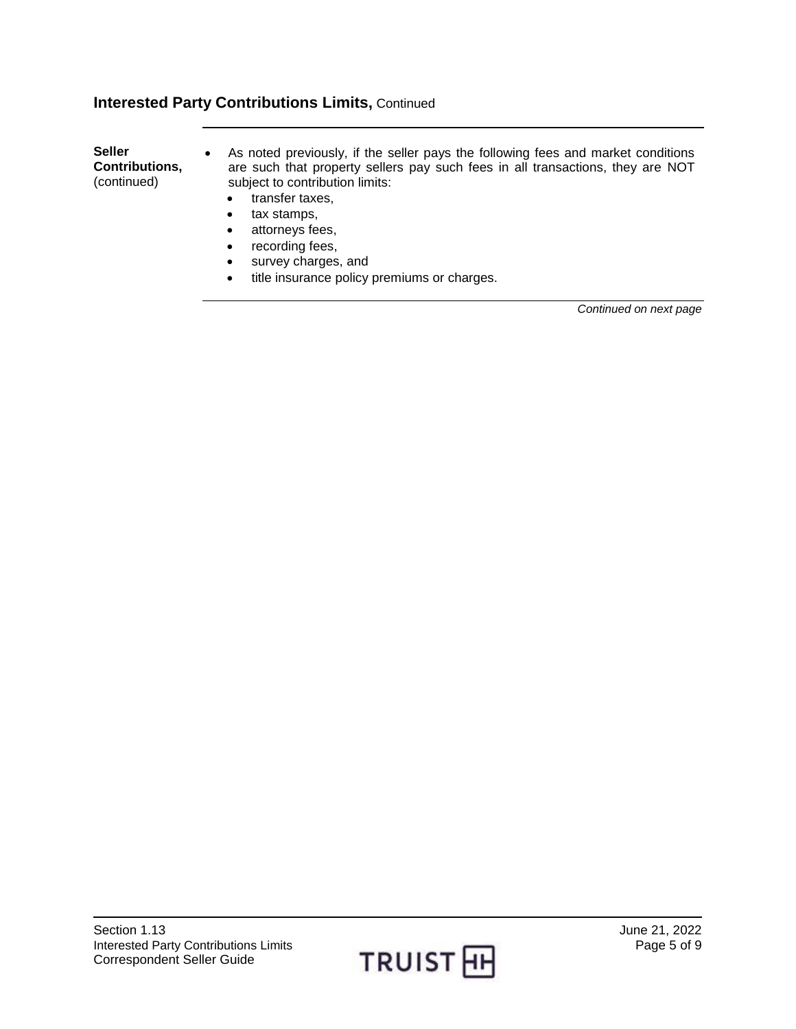## Interested Party Contributions Limits, Continued

**Seller Contributions,** (continued)

- As noted previously, if the seller pays the following fees and market conditions are such that property sellers pay such fees in all transactions, they are NOT subject to contribution limits:
  - transfer taxes,
  - tax stamps,
  - attorneys fees,
  - recording fees,
  - survey charges, and
  - title insurance policy premiums or charges.

*Continued on next page*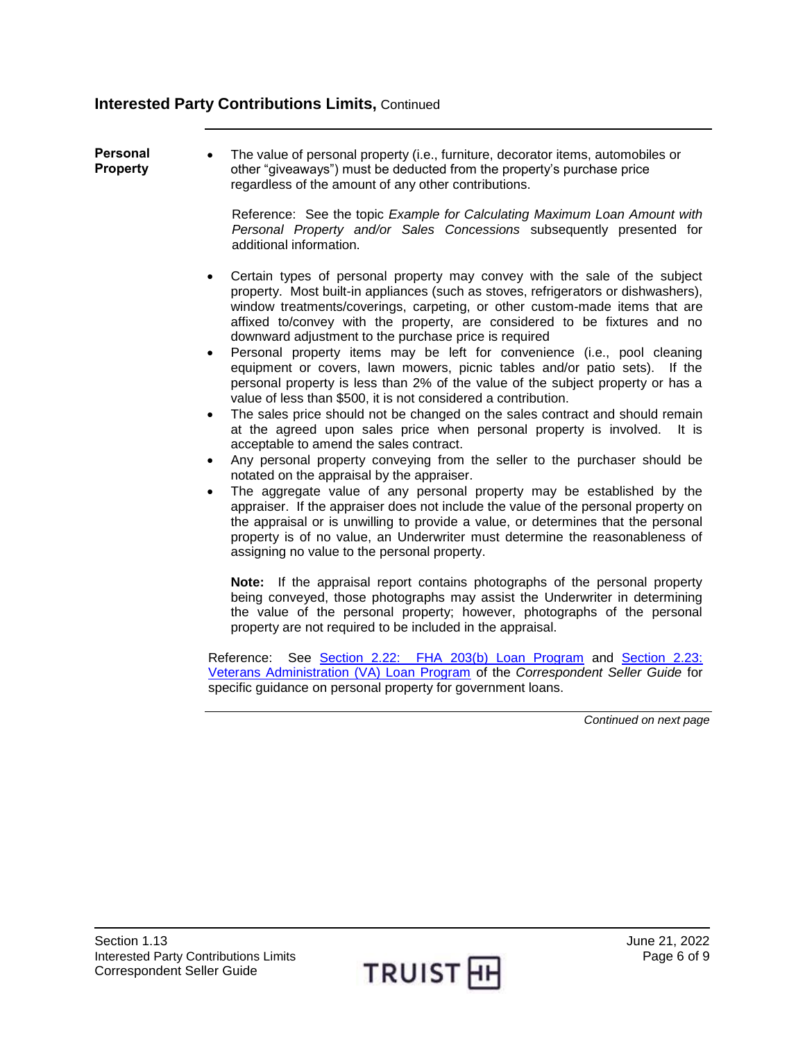## Interested Party Contributions Limits, Continued

**Personal Property**

- The value of personal property (i.e., furniture, decorator items, automobiles or other "giveaways") must be deducted from the property's purchase price regardless of the amount of any other contributions.

  Reference: See the topic *Example for Calculating Maximum Loan Amount with Personal Property and/or Sales Concessions* subsequently presented for additional information.

- Certain types of personal property may convey with the sale of the subject property. Most built-in appliances (such as stoves, refrigerators or dishwashers), window treatments/coverings, carpeting, or other custom-made items that are affixed to/convey with the property, are considered to be fixtures and no downward adjustment to the purchase price is required
- Personal property items may be left for convenience (i.e., pool cleaning equipment or covers, lawn mowers, picnic tables and/or patio sets). If the personal property is less than 2% of the value of the subject property or has a value of less than $500, it is not considered a contribution.
- The sales price should not be changed on the sales contract and should remain at the agreed upon sales price when personal property is involved. It is acceptable to amend the sales contract.
- Any personal property conveying from the seller to the purchaser should be notated on the appraisal by the appraiser.
- The aggregate value of any personal property may be established by the appraiser. If the appraiser does not include the value of the personal property on the appraisal or is unwilling to provide a value, or determines that the personal property is of no value, an Underwriter must determine the reasonableness of assigning no value to the personal property.

  **Note:** If the appraisal report contains photographs of the personal property being conveyed, those photographs may assist the Underwriter in determining the value of the personal property; however, photographs of the personal property are not required to be included in the appraisal.

Reference: See Section 2.22: FHA 203(b) Loan Program and Section 2.23: Veterans Administration (VA) Loan Program of the *Correspondent Seller Guide* for specific guidance on personal property for government loans.

*Continued on next page*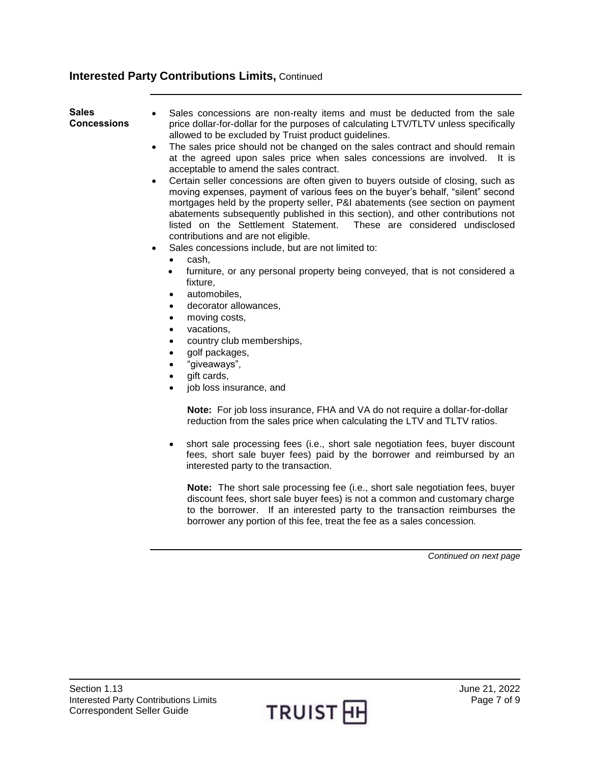## Interested Party Contributions Limits, Continued

**Sales Concessions**

- Sales concessions are non-realty items and must be deducted from the sale price dollar-for-dollar for the purposes of calculating LTV/TLTV unless specifically allowed to be excluded by Truist product guidelines.
- The sales price should not be changed on the sales contract and should remain at the agreed upon sales price when sales concessions are involved. It is acceptable to amend the sales contract.
- Certain seller concessions are often given to buyers outside of closing, such as moving expenses, payment of various fees on the buyer's behalf, "silent" second mortgages held by the property seller, P&I abatements (see section on payment abatements subsequently published in this section), and other contributions not listed on the Settlement Statement. These are considered undisclosed contributions and are not eligible.
- Sales concessions include, but are not limited to:
  - cash,
  - furniture, or any personal property being conveyed, that is not considered a fixture,
  - automobiles,
  - decorator allowances,
  - moving costs,
  - vacations,
  - country club memberships,
  - golf packages,
  - "giveaways",
  - gift cards,
  - job loss insurance, and

    **Note:** For job loss insurance, FHA and VA do not require a dollar-for-dollar reduction from the sales price when calculating the LTV and TLTV ratios.

  - short sale processing fees (i.e., short sale negotiation fees, buyer discount fees, short sale buyer fees) paid by the borrower and reimbursed by an interested party to the transaction.

    **Note:** The short sale processing fee (i.e., short sale negotiation fees, buyer discount fees, short sale buyer fees) is not a common and customary charge to the borrower. If an interested party to the transaction reimburses the borrower any portion of this fee, treat the fee as a sales concession.

*Continued on next page*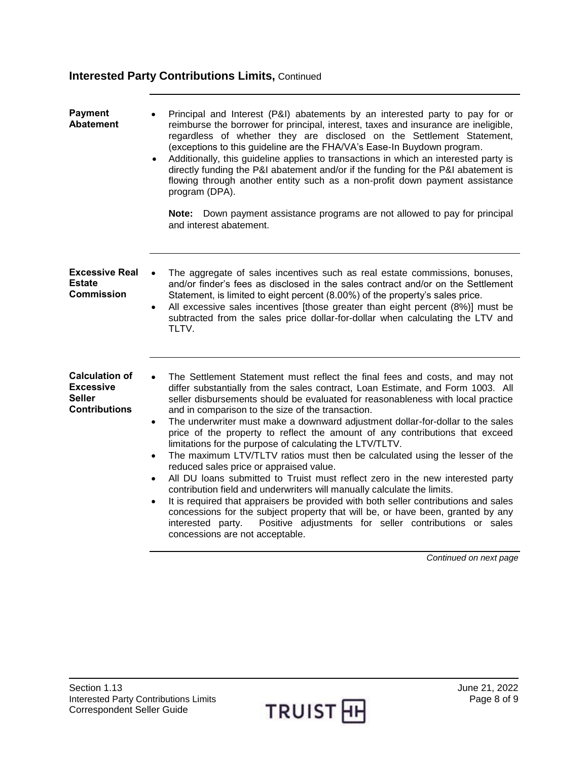## Interested Party Contributions Limits, Continued

### Payment Abatement

- Principal and Interest (P&I) abatements by an interested party to pay for or reimburse the borrower for principal, interest, taxes and insurance are ineligible, regardless of whether they are disclosed on the Settlement Statement, (exceptions to this guideline are the FHA/VA's Ease-In Buydown program.
- Additionally, this guideline applies to transactions in which an interested party is directly funding the P&I abatement and/or if the funding for the P&I abatement is flowing through another entity such as a non-profit down payment assistance program (DPA).

**Note:** Down payment assistance programs are not allowed to pay for principal and interest abatement.

### Excessive Real Estate Commission

- The aggregate of sales incentives such as real estate commissions, bonuses, and/or finder's fees as disclosed in the sales contract and/or on the Settlement Statement, is limited to eight percent (8.00%) of the property's sales price.
- All excessive sales incentives [those greater than eight percent (8%)] must be subtracted from the sales price dollar-for-dollar when calculating the LTV and TLTV.

### Calculation of Excessive Seller Contributions

- The Settlement Statement must reflect the final fees and costs, and may not differ substantially from the sales contract, Loan Estimate, and Form 1003. All seller disbursements should be evaluated for reasonableness with local practice and in comparison to the size of the transaction.
- The underwriter must make a downward adjustment dollar-for-dollar to the sales price of the property to reflect the amount of any contributions that exceed limitations for the purpose of calculating the LTV/TLTV.
- The maximum LTV/TLTV ratios must then be calculated using the lesser of the reduced sales price or appraised value.
- All DU loans submitted to Truist must reflect zero in the new interested party contribution field and underwriters will manually calculate the limits.
- It is required that appraisers be provided with both seller contributions and sales concessions for the subject property that will be, or have been, granted by any interested party. Positive adjustments for seller contributions or sales concessions are not acceptable.

*Continued on next page*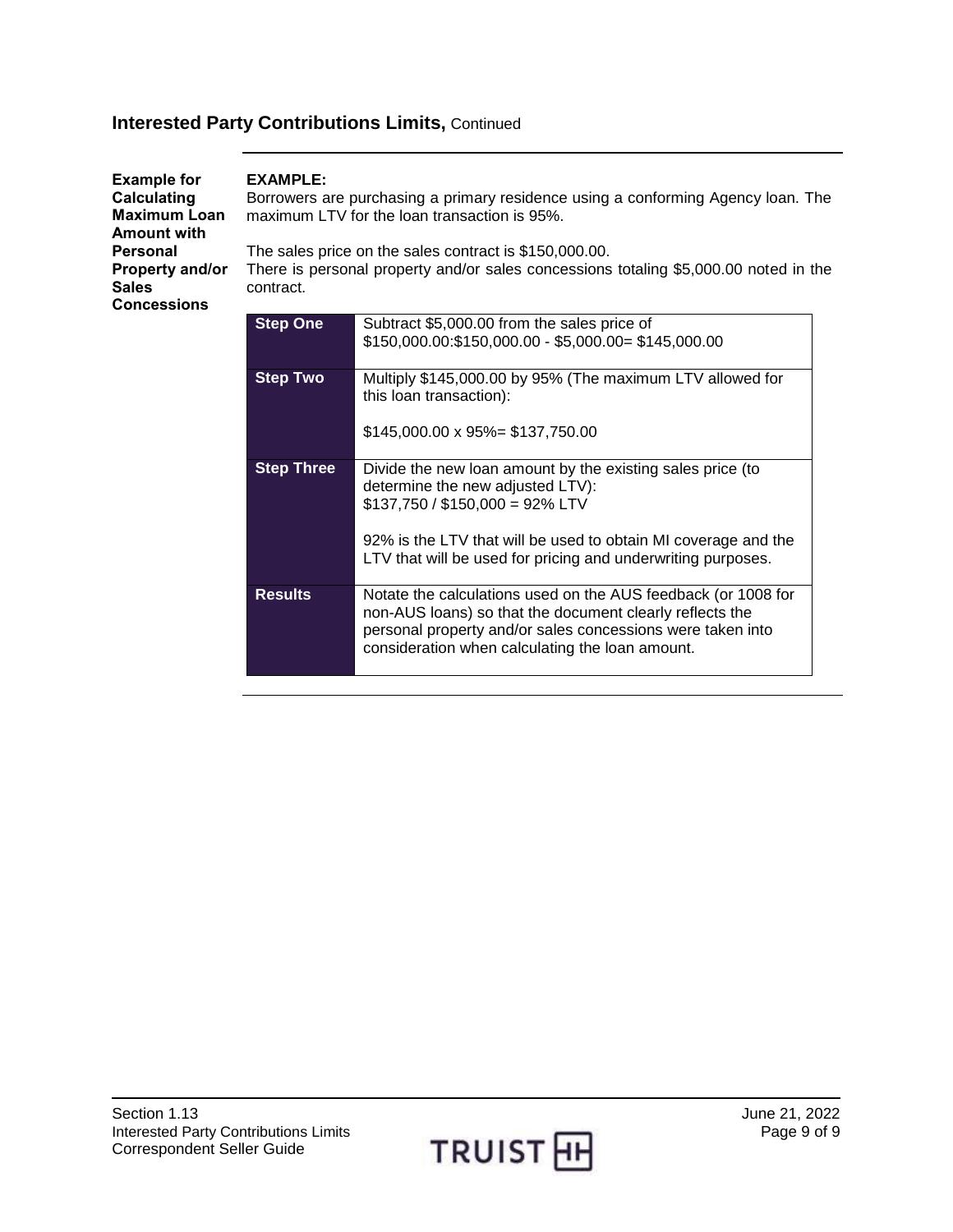## Interested Party Contributions Limits, Continued

**Example for Calculating Maximum Loan Amount with Personal Property and/or Sales Concessions**

**EXAMPLE:**
Borrowers are purchasing a primary residence using a conforming Agency loan. The maximum LTV for the loan transaction is 95%.

The sales price on the sales contract is $150,000.00.
There is personal property and/or sales concessions totaling $5,000.00 noted in the contract.

| | |
|---|---|
| **Step One** | Subtract $5,000.00 from the sales price of $150,000.00:$150,000.00 - $5,000.00= $145,000.00 |
| **Step Two** | Multiply $145,000.00 by 95% (The maximum LTV allowed for this loan transaction):<br><br>$145,000.00 x 95%= $137,750.00 |
| **Step Three** | Divide the new loan amount by the existing sales price (to determine the new adjusted LTV):<br>$137,750 / $150,000 = 92% LTV<br><br>92% is the LTV that will be used to obtain MI coverage and the LTV that will be used for pricing and underwriting purposes. |
| **Results** | Notate the calculations used on the AUS feedback (or 1008 for non-AUS loans) so that the document clearly reflects the personal property and/or sales concessions were taken into consideration when calculating the loan amount. |